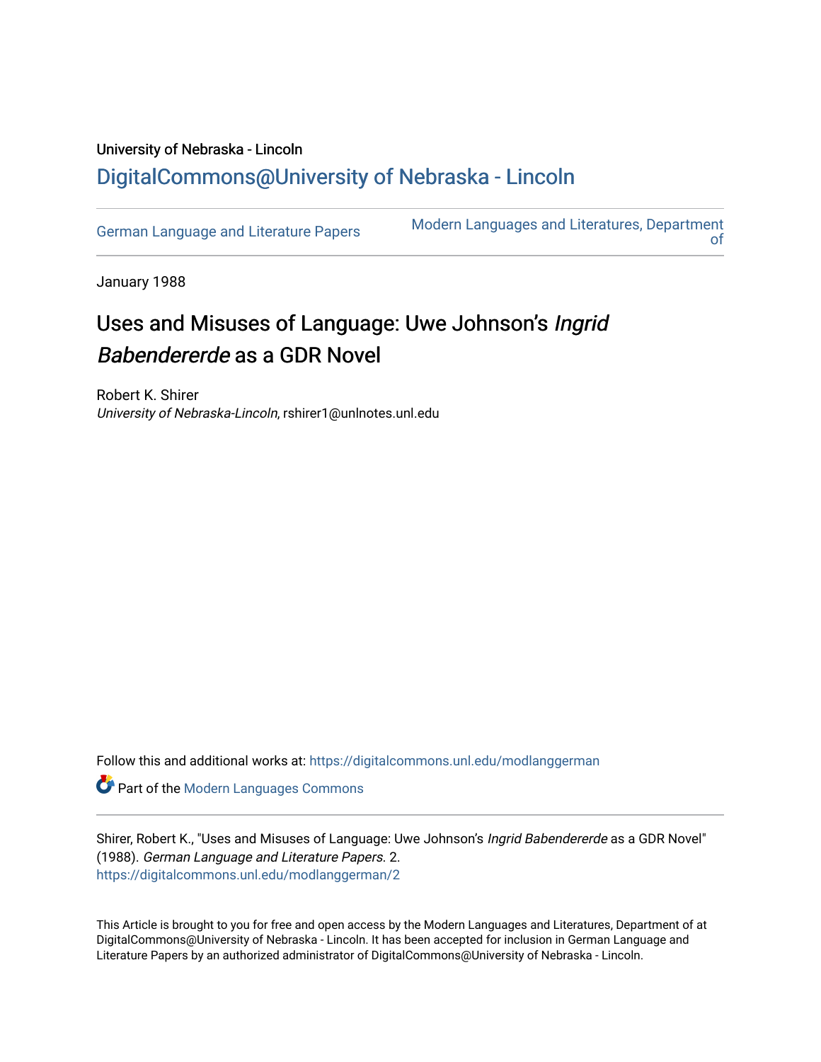University of Nebraska - Lincoln

## DigitalCommons@University of Nebraska - Lincoln

German Language and Literature Papers

Modern Languages and Literatures, Department of

January 1988

# Uses and Misuses of Language: Uwe Johnson's *Ingrid Babendererde* as a GDR Novel

Robert K. Shirer
*University of Nebraska-Lincoln*, rshirer1@unlnotes.unl.edu

Follow this and additional works at: https://digitalcommons.unl.edu/modlanggerman

Part of the Modern Languages Commons

Shirer, Robert K., "Uses and Misuses of Language: Uwe Johnson's *Ingrid Babendererde* as a GDR Novel" (1988). *German Language and Literature Papers.* 2.
https://digitalcommons.unl.edu/modlanggerman/2

This Article is brought to you for free and open access by the Modern Languages and Literatures, Department of at DigitalCommons@University of Nebraska - Lincoln. It has been accepted for inclusion in German Language and Literature Papers by an authorized administrator of DigitalCommons@University of Nebraska - Lincoln.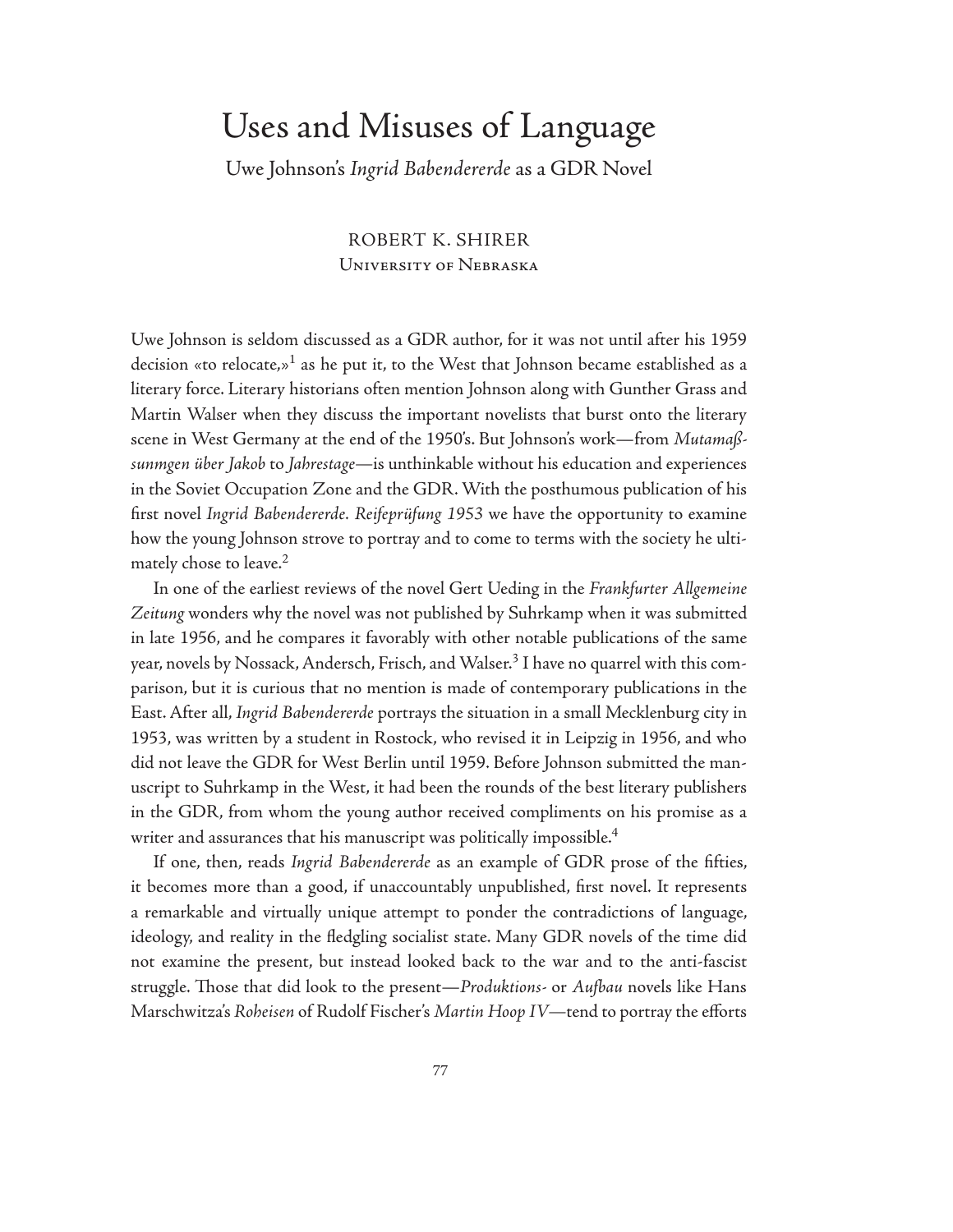# Uses and Misuses of Language

## Uwe Johnson's *Ingrid Babendererde* as a GDR Novel

ROBERT K. SHIRER
University of Nebraska

Uwe Johnson is seldom discussed as a GDR author, for it was not until after his 1959 decision «to relocate,»[1] as he put it, to the West that Johnson became established as a literary force. Literary historians often mention Johnson along with Gunther Grass and Martin Walser when they discuss the important novelists that burst onto the literary scene in West Germany at the end of the 1950's. But Johnson's work—from *Mutamaßsunmgen über Jakob* to *Jahrestage*—is unthinkable without his education and experiences in the Soviet Occupation Zone and the GDR. With the posthumous publication of his first novel *Ingrid Babendererde. Reifeprüfung 1953* we have the opportunity to examine how the young Johnson strove to portray and to come to terms with the society he ultimately chose to leave.[2]

In one of the earliest reviews of the novel Gert Ueding in the *Frankfurter Allgemeine Zeitung* wonders why the novel was not published by Suhrkamp when it was submitted in late 1956, and he compares it favorably with other notable publications of the same year, novels by Nossack, Andersch, Frisch, and Walser.[3] I have no quarrel with this comparison, but it is curious that no mention is made of contemporary publications in the East. After all, *Ingrid Babendererde* portrays the situation in a small Mecklenburg city in 1953, was written by a student in Rostock, who revised it in Leipzig in 1956, and who did not leave the GDR for West Berlin until 1959. Before Johnson submitted the manuscript to Suhrkamp in the West, it had been the rounds of the best literary publishers in the GDR, from whom the young author received compliments on his promise as a writer and assurances that his manuscript was politically impossible.[4]

If one, then, reads *Ingrid Babendererde* as an example of GDR prose of the fifties, it becomes more than a good, if unaccountably unpublished, first novel. It represents a remarkable and virtually unique attempt to ponder the contradictions of language, ideology, and reality in the fledgling socialist state. Many GDR novels of the time did not examine the present, but instead looked back to the war and to the anti-fascist struggle. Those that did look to the present—*Produktions-* or *Aufbau* novels like Hans Marschwitza's *Roheisen* of Rudolf Fischer's *Martin Hoop IV*—tend to portray the efforts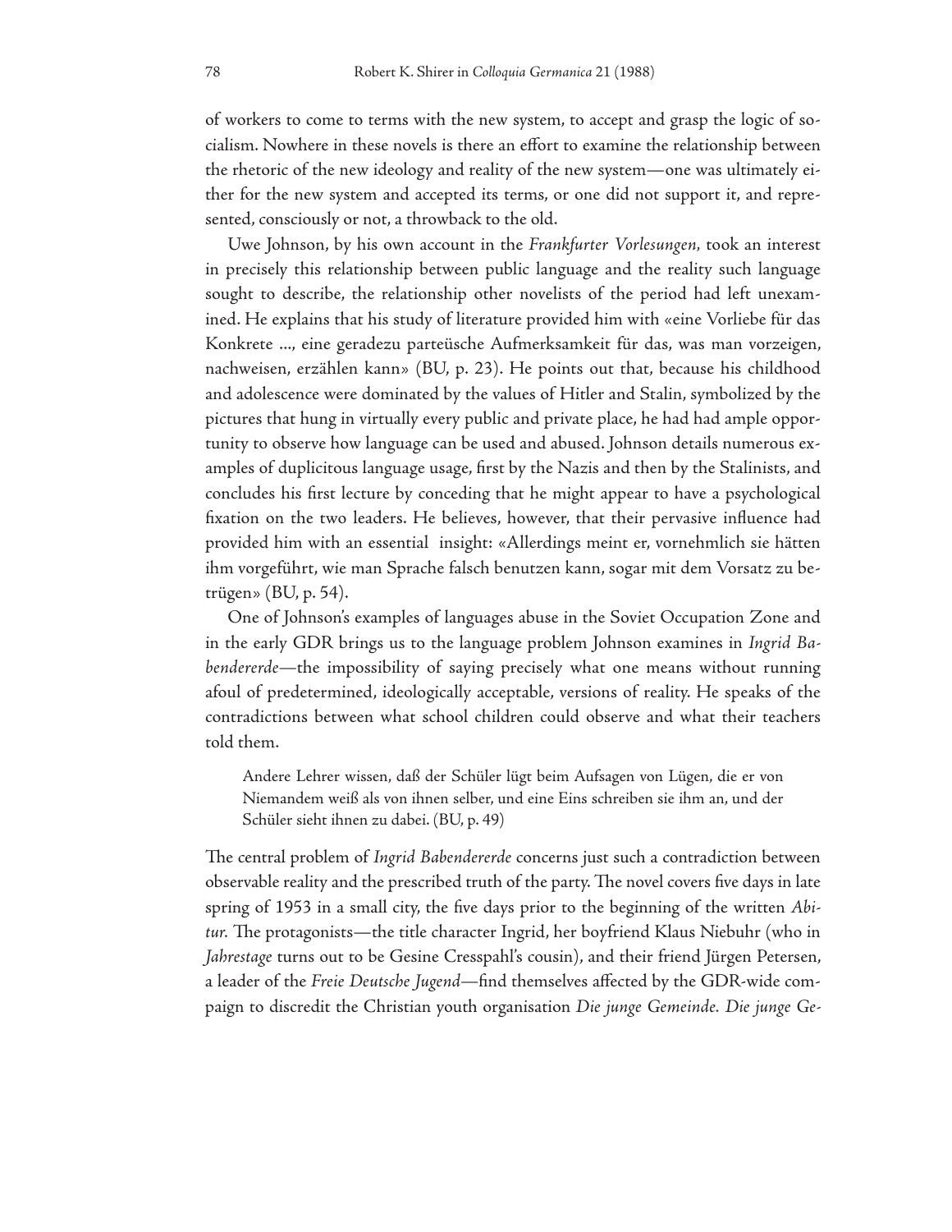of workers to come to terms with the new system, to accept and grasp the logic of socialism. Nowhere in these novels is there an effort to examine the relationship between the rhetoric of the new ideology and reality of the new system—one was ultimately either for the new system and accepted its terms, or one did not support it, and represented, consciously or not, a throwback to the old.

Uwe Johnson, by his own account in the *Frankfurter Vorlesungen*, took an interest in precisely this relationship between public language and the reality such language sought to describe, the relationship other novelists of the period had left unexamined. He explains that his study of literature provided him with «eine Vorliebe für das Konkrete ..., eine geradezu parteüsche Aufmerksamkeit für das, was man vorzeigen, nachweisen, erzählen kann» (BU, p. 23). He points out that, because his childhood and adolescence were dominated by the values of Hitler and Stalin, symbolized by the pictures that hung in virtually every public and private place, he had had ample opportunity to observe how language can be used and abused. Johnson details numerous examples of duplicitous language usage, first by the Nazis and then by the Stalinists, and concludes his first lecture by conceding that he might appear to have a psychological fixation on the two leaders. He believes, however, that their pervasive influence had provided him with an essential insight: «Allerdings meint er, vornehmlich sie hätten ihm vorgeführt, wie man Sprache falsch benutzen kann, sogar mit dem Vorsatz zu betrügen» (BU, p. 54).

One of Johnson's examples of languages abuse in the Soviet Occupation Zone and in the early GDR brings us to the language problem Johnson examines in *Ingrid Babendererde*—the impossibility of saying precisely what one means without running afoul of predetermined, ideologically acceptable, versions of reality. He speaks of the contradictions between what school children could observe and what their teachers told them.

> Andere Lehrer wissen, daß der Schüler lügt beim Aufsagen von Lügen, die er von Niemandem weiß als von ihnen selber, und eine Eins schreiben sie ihm an, und der Schüler sieht ihnen zu dabei. (BU, p. 49)

The central problem of *Ingrid Babendererde* concerns just such a contradiction between observable reality and the prescribed truth of the party. The novel covers five days in late spring of 1953 in a small city, the five days prior to the beginning of the written *Abitur*. The protagonists—the title character Ingrid, her boyfriend Klaus Niebuhr (who in *Jahrestage* turns out to be Gesine Cresspahl's cousin), and their friend Jürgen Petersen, a leader of the *Freie Deutsche Jugend*—find themselves affected by the GDR-wide compaign to discredit the Christian youth organisation *Die junge Gemeinde. Die junge Ge-*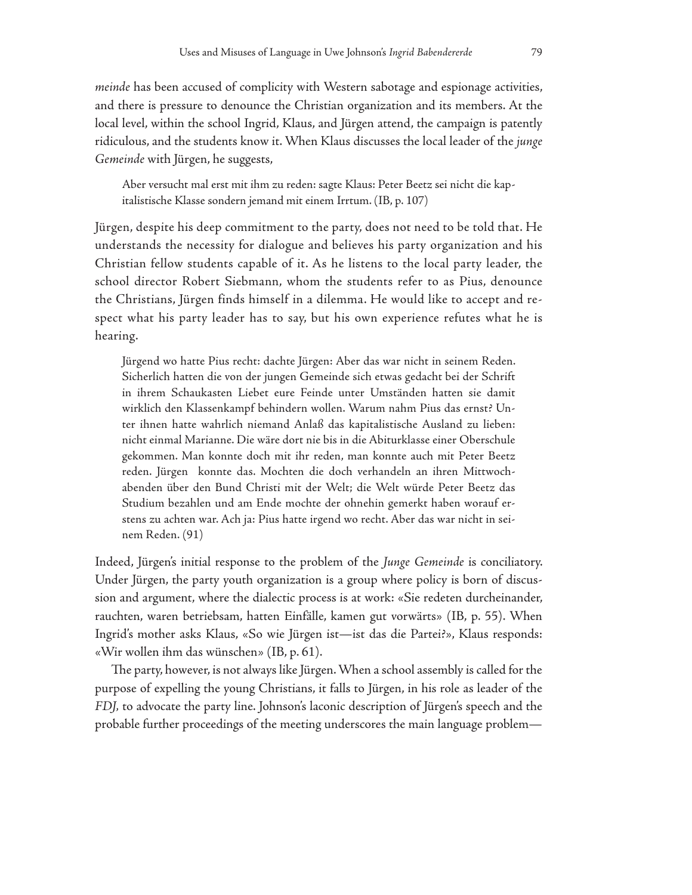*meinde* has been accused of complicity with Western sabotage and espionage activities, and there is pressure to denounce the Christian organization and its members. At the local level, within the school Ingrid, Klaus, and Jürgen attend, the campaign is patently ridiculous, and the students know it. When Klaus discusses the local leader of the *junge Gemeinde* with Jürgen, he suggests,

> Aber versucht mal erst mit ihm zu reden: sagte Klaus: Peter Beetz sei nicht die kapitalistische Klasse sondern jemand mit einem Irrtum. (IB, p. 107)

Jürgen, despite his deep commitment to the party, does not need to be told that. He understands the necessity for dialogue and believes his party organization and his Christian fellow students capable of it. As he listens to the local party leader, the school director Robert Siebmann, whom the students refer to as Pius, denounce the Christians, Jürgen finds himself in a dilemma. He would like to accept and respect what his party leader has to say, but his own experience refutes what he is hearing.

> Jürgend wo hatte Pius recht: dachte Jürgen: Aber das war nicht in seinem Reden. Sicherlich hatten die von der jungen Gemeinde sich etwas gedacht bei der Schrift in ihrem Schaukasten Liebet eure Feinde unter Umständen hatten sie damit wirklich den Klassenkampf behindern wollen. Warum nahm Pius das ernst? Unter ihnen hatte wahrlich niemand Anlaß das kapitalistische Ausland zu lieben: nicht einmal Marianne. Die wäre dort nie bis in die Abiturklasse einer Oberschule gekommen. Man konnte doch mit ihr reden, man konnte auch mit Peter Beetz reden. Jürgen konnte das. Mochten die doch verhandeln an ihren Mittwochabenden über den Bund Christi mit der Welt; die Welt würde Peter Beetz das Studium bezahlen und am Ende mochte der ohnehin gemerkt haben worauf erstens zu achten war. Ach ja: Pius hatte irgend wo recht. Aber das war nicht in seinem Reden. (91)

Indeed, Jürgen's initial response to the problem of the *Junge Gemeinde* is conciliatory. Under Jürgen, the party youth organization is a group where policy is born of discussion and argument, where the dialectic process is at work: «Sie redeten durcheinander, rauchten, waren betriebsam, hatten Einfälle, kamen gut vorwärts» (IB, p. 55). When Ingrid's mother asks Klaus, «So wie Jürgen ist—ist das die Partei?», Klaus responds: «Wir wollen ihm das wünschen» (IB, p. 61).

The party, however, is not always like Jürgen. When a school assembly is called for the purpose of expelling the young Christians, it falls to Jürgen, in his role as leader of the *FDJ*, to advocate the party line. Johnson's laconic description of Jürgen's speech and the probable further proceedings of the meeting underscores the main language problem—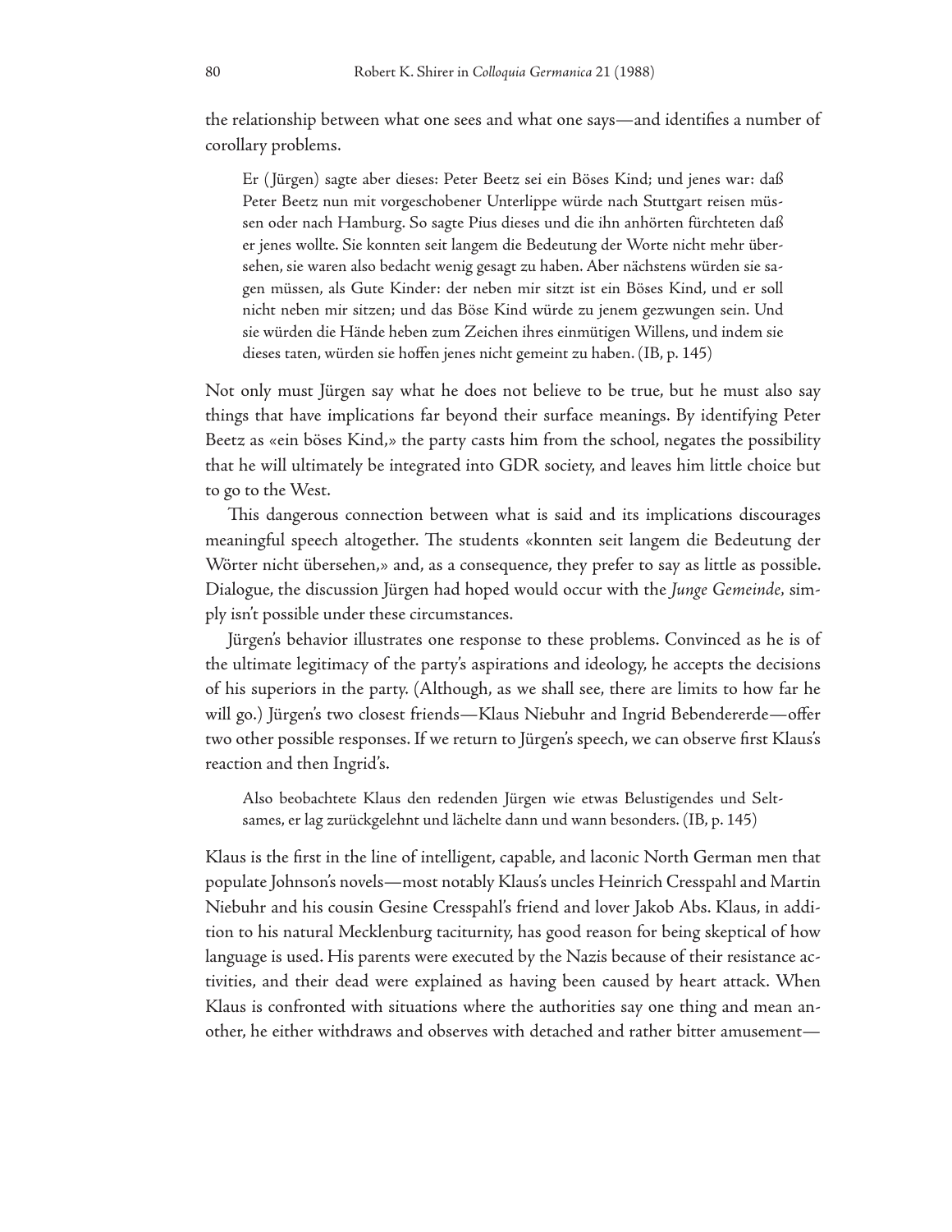the relationship between what one sees and what one says—and identifies a number of corollary problems.

> Er (Jürgen) sagte aber dieses: Peter Beetz sei ein Böses Kind; und jenes war: daß Peter Beetz nun mit vorgeschobener Unterlippe würde nach Stuttgart reisen müssen oder nach Hamburg. So sagte Pius dieses und die ihn anhörten fürchteten daß er jenes wollte. Sie konnten seit langem die Bedeutung der Worte nicht mehr übersehen, sie waren also bedacht wenig gesagt zu haben. Aber nächstens würden sie sagen müssen, als Gute Kinder: der neben mir sitzt ist ein Böses Kind, und er soll nicht neben mir sitzen; und das Böse Kind würde zu jenem gezwungen sein. Und sie würden die Hände heben zum Zeichen ihres einmütigen Willens, und indem sie dieses taten, würden sie hoffen jenes nicht gemeint zu haben. (IB, p. 145)

Not only must Jürgen say what he does not believe to be true, but he must also say things that have implications far beyond their surface meanings. By identifying Peter Beetz as «ein böses Kind,» the party casts him from the school, negates the possibility that he will ultimately be integrated into GDR society, and leaves him little choice but to go to the West.

This dangerous connection between what is said and its implications discourages meaningful speech altogether. The students «konnten seit langem die Bedeutung der Wörter nicht übersehen,» and, as a consequence, they prefer to say as little as possible. Dialogue, the discussion Jürgen had hoped would occur with the *Junge Gemeinde*, simply isn't possible under these circumstances.

Jürgen's behavior illustrates one response to these problems. Convinced as he is of the ultimate legitimacy of the party's aspirations and ideology, he accepts the decisions of his superiors in the party. (Although, as we shall see, there are limits to how far he will go.) Jürgen's two closest friends—Klaus Niebuhr and Ingrid Bebendererde—offer two other possible responses. If we return to Jürgen's speech, we can observe first Klaus's reaction and then Ingrid's.

> Also beobachtete Klaus den redenden Jürgen wie etwas Belustigendes und Seltsames, er lag zurückgelehnt und lächelte dann und wann besonders. (IB, p. 145)

Klaus is the first in the line of intelligent, capable, and laconic North German men that populate Johnson's novels—most notably Klaus's uncles Heinrich Cresspahl and Martin Niebuhr and his cousin Gesine Cresspahl's friend and lover Jakob Abs. Klaus, in addition to his natural Mecklenburg taciturnity, has good reason for being skeptical of how language is used. His parents were executed by the Nazis because of their resistance activities, and their dead were explained as having been caused by heart attack. When Klaus is confronted with situations where the authorities say one thing and mean another, he either withdraws and observes with detached and rather bitter amusement—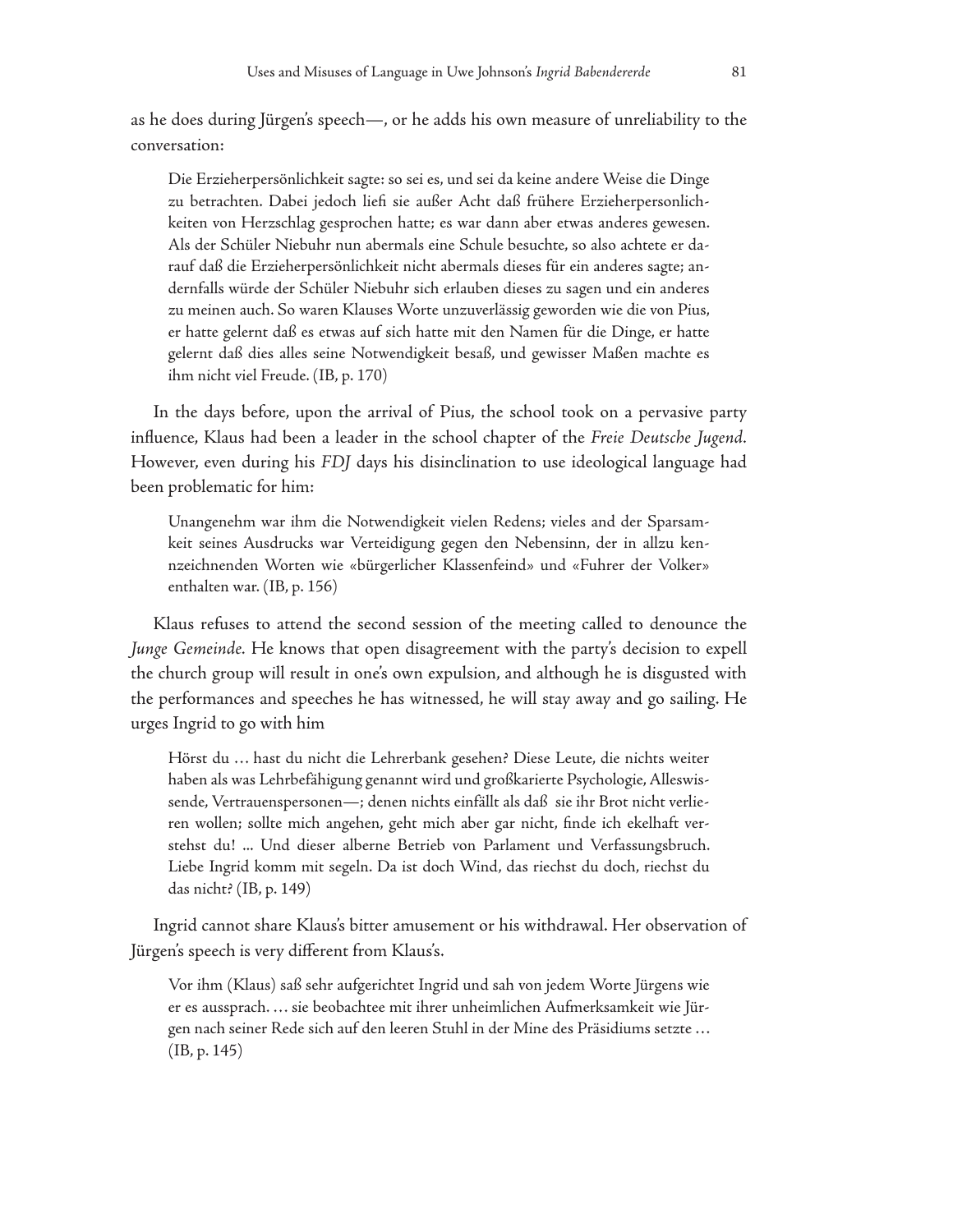as he does during Jürgen's speech—, or he adds his own measure of unreliability to the conversation:

> Die Erzieherpersönlichkeit sagte: so sei es, und sei da keine andere Weise die Dinge zu betrachten. Dabei jedoch liefi sie außer Acht daß frühere Erzieherpersonlichkeiten von Herzschlag gesprochen hatte; es war dann aber etwas anderes gewesen. Als der Schüler Niebuhr nun abermals eine Schule besuchte, so also achtete er darauf daß die Erzieherpersönlichkeit nicht abermals dieses für ein anderes sagte; andernfalls würde der Schüler Niebuhr sich erlauben dieses zu sagen und ein anderes zu meinen auch. So waren Klauses Worte unzuverlässig geworden wie die von Pius, er hatte gelernt daß es etwas auf sich hatte mit den Namen für die Dinge, er hatte gelernt daß dies alles seine Notwendigkeit besaß, und gewisser Maßen machte es ihm nicht viel Freude. (IB, p. 170)

In the days before, upon the arrival of Pius, the school took on a pervasive party influence, Klaus had been a leader in the school chapter of the *Freie Deutsche Jugend*. However, even during his *FDJ* days his disinclination to use ideological language had been problematic for him:

> Unangenehm war ihm die Notwendigkeit vielen Redens; vieles and der Sparsamkeit seines Ausdrucks war Verteidigung gegen den Nebensinn, der in allzu kennzeichnenden Worten wie «bürgerlicher Klassenfeind» und «Fuhrer der Volker» enthalten war. (IB, p. 156)

Klaus refuses to attend the second session of the meeting called to denounce the *Junge Gemeinde.* He knows that open disagreement with the party's decision to expell the church group will result in one's own expulsion, and although he is disgusted with the performances and speeches he has witnessed, he will stay away and go sailing. He urges Ingrid to go with him

> Hörst du … hast du nicht die Lehrerbank gesehen? Diese Leute, die nichts weiter haben als was Lehrbefähigung genannt wird und großkarierte Psychologie, Alleswissende, Vertrauenspersonen—; denen nichts einfällt als daß sie ihr Brot nicht verlieren wollen; sollte mich angehen, geht mich aber gar nicht, finde ich ekelhaft verstehst du! ... Und dieser alberne Betrieb von Parlament und Verfassungsbruch. Liebe Ingrid komm mit segeln. Da ist doch Wind, das riechst du doch, riechst du das nicht? (IB, p. 149)

Ingrid cannot share Klaus's bitter amusement or his withdrawal. Her observation of Jürgen's speech is very different from Klaus's.

> Vor ihm (Klaus) saß sehr aufgerichtet Ingrid und sah von jedem Worte Jürgens wie er es aussprach. … sie beobachtee mit ihrer unheimlichen Aufmerksamkeit wie Jürgen nach seiner Rede sich auf den leeren Stuhl in der Mine des Präsidiums setzte … (IB, p. 145)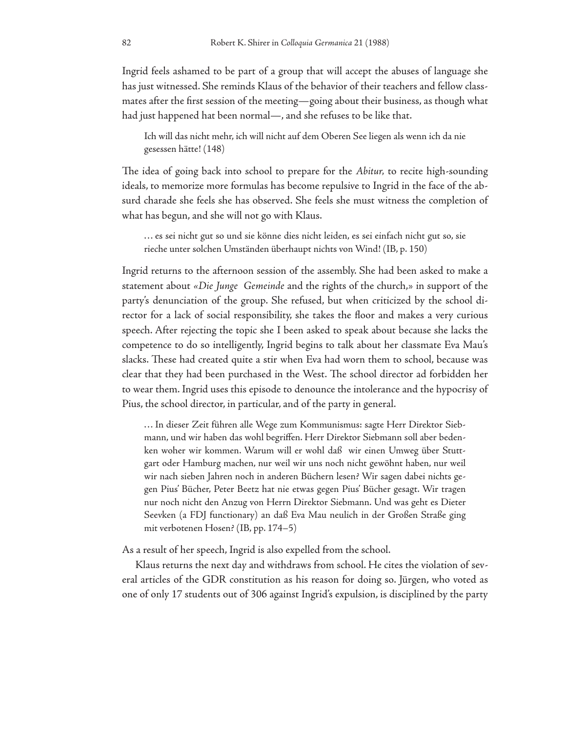Ingrid feels ashamed to be part of a group that will accept the abuses of language she has just witnessed. She reminds Klaus of the behavior of their teachers and fellow classmates after the first session of the meeting—going about their business, as though what had just happened hat been normal—, and she refuses to be like that.

> Ich will das nicht mehr, ich will nicht auf dem Oberen See liegen als wenn ich da nie gesessen hätte! (148)

The idea of going back into school to prepare for the *Abitur*, to recite high-sounding ideals, to memorize more formulas has become repulsive to Ingrid in the face of the absurd charade she feels she has observed. She feels she must witness the completion of what has begun, and she will not go with Klaus.

> … es sei nicht gut so und sie könne dies nicht leiden, es sei einfach nicht gut so, sie rieche unter solchen Umständen überhaupt nichts von Wind! (IB, p. 150)

Ingrid returns to the afternoon session of the assembly. She had been asked to make a statement about «*Die Junge Gemeinde* and the rights of the church,» in support of the party's denunciation of the group. She refused, but when criticized by the school director for a lack of social responsibility, she takes the floor and makes a very curious speech. After rejecting the topic she I been asked to speak about because she lacks the competence to do so intelligently, Ingrid begins to talk about her classmate Eva Mau's slacks. These had created quite a stir when Eva had worn them to school, because was clear that they had been purchased in the West. The school director ad forbidden her to wear them. Ingrid uses this episode to denounce the intolerance and the hypocrisy of Pius, the school director, in particular, and of the party in general.

> … In dieser Zeit führen alle Wege zum Kommunismus: sagte Herr Direktor Siebmann, und wir haben das wohl begriffen. Herr Direktor Siebmann soll aber bedenken woher wir kommen. Warum will er wohl daß wir einen Umweg über Stuttgart oder Hamburg machen, nur weil wir uns noch nicht gewöhnt haben, nur weil wir nach sieben Jahren noch in anderen Büchern lesen? Wir sagen dabei nichts gegen Pius' Bücher, Peter Beetz hat nie etwas gegen Pius' Bücher gesagt. Wir tragen nur noch nicht den Anzug von Herrn Direktor Siebmann. Und was geht es Dieter Seevken (a FDJ functionary) an daß Eva Mau neulich in der Großen Straße ging mit verbotenen Hosen? (IB, pp. 174–5)

As a result of her speech, Ingrid is also expelled from the school.

Klaus returns the next day and withdraws from school. He cites the violation of several articles of the GDR constitution as his reason for doing so. Jürgen, who voted as one of only 17 students out of 306 against Ingrid's expulsion, is disciplined by the party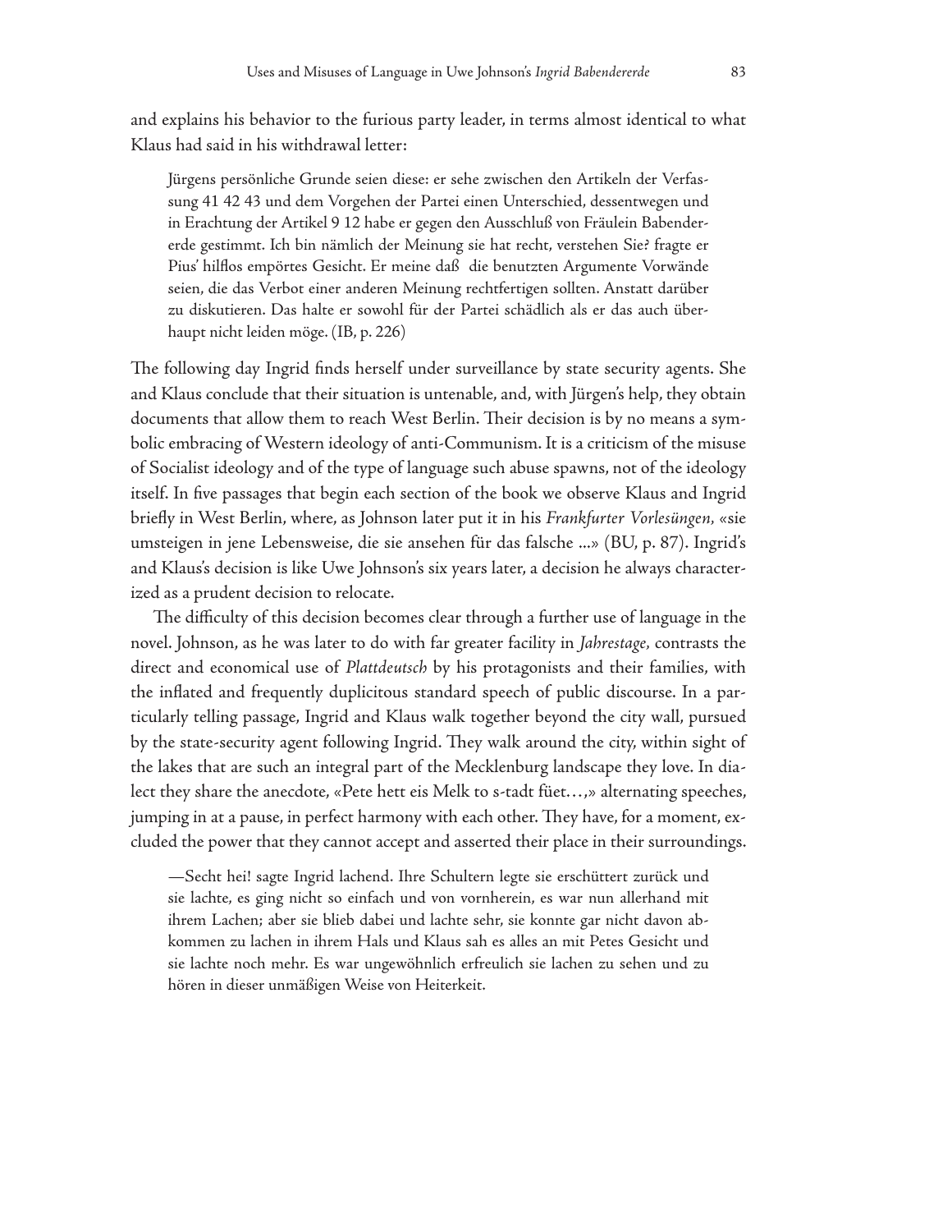and explains his behavior to the furious party leader, in terms almost identical to what Klaus had said in his withdrawal letter:

> Jürgens persönliche Grunde seien diese: er sehe zwischen den Artikeln der Verfassung 41 42 43 und dem Vorgehen der Partei einen Unterschied, dessentwegen und in Erachtung der Artikel 9 12 habe er gegen den Ausschluß von Fräulein Babendererde gestimmt. Ich bin nämlich der Meinung sie hat recht, verstehen Sie? fragte er Pius' hilflos empörtes Gesicht. Er meine daß die benutzten Argumente Vorwände seien, die das Verbot einer anderen Meinung rechtfertigen sollten. Anstatt darüber zu diskutieren. Das halte er sowohl für der Partei schädlich als er das auch überhaupt nicht leiden möge. (IB, p. 226)

The following day Ingrid finds herself under surveillance by state security agents. She and Klaus conclude that their situation is untenable, and, with Jürgen's help, they obtain documents that allow them to reach West Berlin. Their decision is by no means a symbolic embracing of Western ideology of anti-Communism. It is a criticism of the misuse of Socialist ideology and of the type of language such abuse spawns, not of the ideology itself. In five passages that begin each section of the book we observe Klaus and Ingrid briefly in West Berlin, where, as Johnson later put it in his *Frankfurter Vorlesüngen*, «sie umsteigen in jene Lebensweise, die sie ansehen für das falsche ...» (BU, p. 87). Ingrid's and Klaus's decision is like Uwe Johnson's six years later, a decision he always characterized as a prudent decision to relocate.

The difficulty of this decision becomes clear through a further use of language in the novel. Johnson, as he was later to do with far greater facility in *Jahrestage*, contrasts the direct and economical use of *Plattdeutsch* by his protagonists and their families, with the inflated and frequently duplicitous standard speech of public discourse. In a particularly telling passage, Ingrid and Klaus walk together beyond the city wall, pursued by the state-security agent following Ingrid. They walk around the city, within sight of the lakes that are such an integral part of the Mecklenburg landscape they love. In dialect they share the anecdote, «Pete hett eis Melk to s-tadt füet…,» alternating speeches, jumping in at a pause, in perfect harmony with each other. They have, for a moment, excluded the power that they cannot accept and asserted their place in their surroundings.

> —Secht hei! sagte Ingrid lachend. Ihre Schultern legte sie erschüttert zurück und sie lachte, es ging nicht so einfach und von vornherein, es war nun allerhand mit ihrem Lachen; aber sie blieb dabei und lachte sehr, sie konnte gar nicht davon abkommen zu lachen in ihrem Hals und Klaus sah es alles an mit Petes Gesicht und sie lachte noch mehr. Es war ungewöhnlich erfreulich sie lachen zu sehen und zu hören in dieser unmäßigen Weise von Heiterkeit.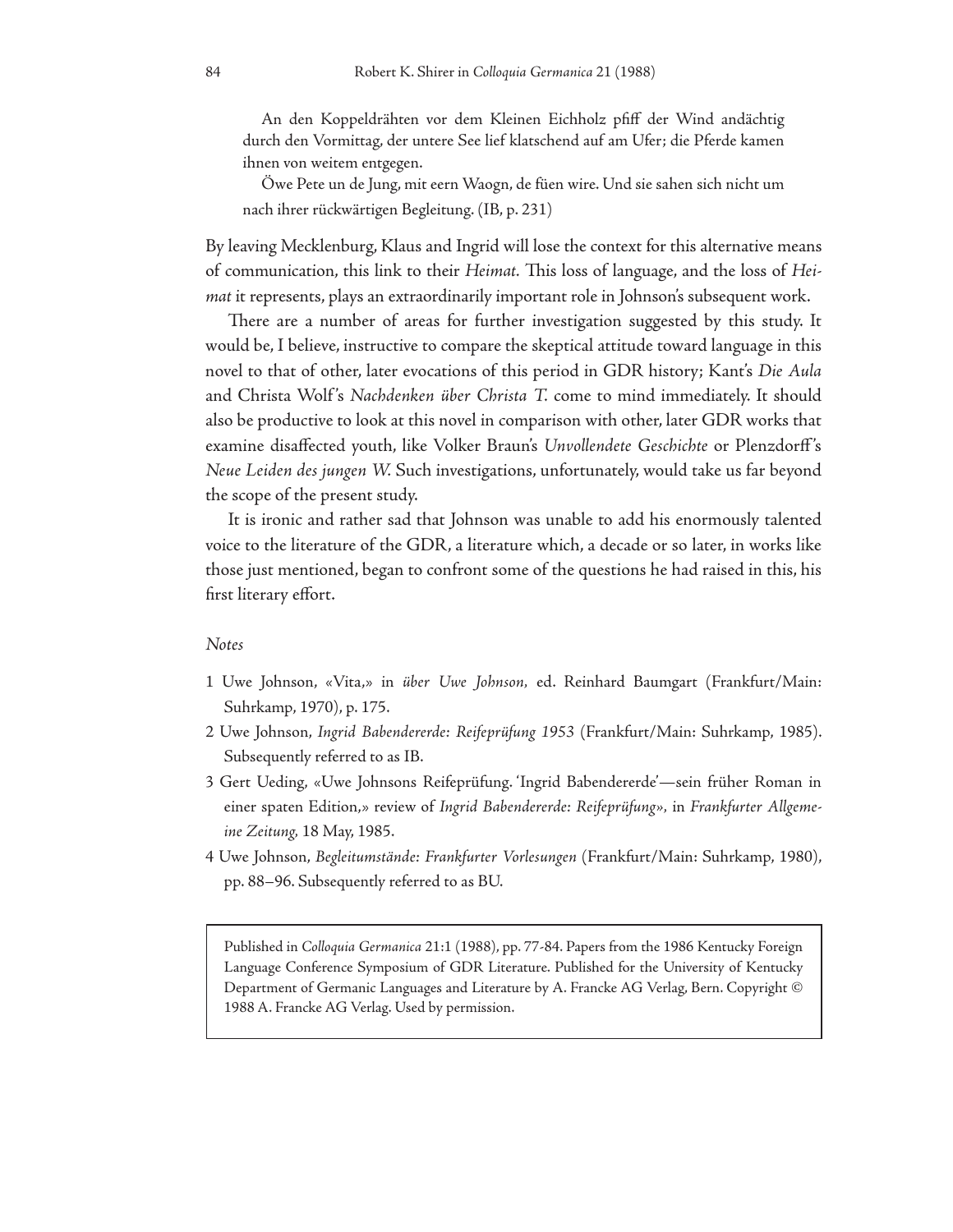An den Koppeldrähten vor dem Kleinen Eichholz pfiff der Wind andächtig durch den Vormittag, der untere See lief klatschend auf am Ufer; die Pferde kamen ihnen von weitem entgegen.

Öwe Pete un de Jung, mit eern Waogn, de füen wire. Und sie sahen sich nicht um nach ihrer rückwärtigen Begleitung. (IB, p. 231)

By leaving Mecklenburg, Klaus and Ingrid will lose the context for this alternative means of communication, this link to their *Heimat*. This loss of language, and the loss of *Heimat* it represents, plays an extraordinarily important role in Johnson's subsequent work.

There are a number of areas for further investigation suggested by this study. It would be, I believe, instructive to compare the skeptical attitude toward language in this novel to that of other, later evocations of this period in GDR history; Kant's *Die Aula* and Christa Wolf's *Nachdenken über Christa T.* come to mind immediately. It should also be productive to look at this novel in comparison with other, later GDR works that examine disaffected youth, like Volker Braun's *Unvollendete Geschichte* or Plenzdorff's *Neue Leiden des jungen W.* Such investigations, unfortunately, would take us far beyond the scope of the present study.

It is ironic and rather sad that Johnson was unable to add his enormously talented voice to the literature of the GDR, a literature which, a decade or so later, in works like those just mentioned, began to confront some of the questions he had raised in this, his first literary effort.

*Notes*

1 Uwe Johnson, «Vita,» in *über Uwe Johnson*, ed. Reinhard Baumgart (Frankfurt/Main: Suhrkamp, 1970), p. 175.

2 Uwe Johnson, *Ingrid Babendererde: Reifeprüfung 1953* (Frankfurt/Main: Suhrkamp, 1985). Subsequently referred to as IB.

3 Gert Ueding, «Uwe Johnsons Reifeprüfung. 'Ingrid Babendererde'—sein früher Roman in einer spaten Edition,» review of *Ingrid Babendererde: Reifeprüfung»*, in *Frankfurter Allgemeine Zeitung*, 18 May, 1985.

4 Uwe Johnson, *Begleitumstände: Frankfurter Vorlesungen* (Frankfurt/Main: Suhrkamp, 1980), pp. 88–96. Subsequently referred to as BU.

Published in *Colloquia Germanica* 21:1 (1988), pp. 77-84. Papers from the 1986 Kentucky Foreign Language Conference Symposium of GDR Literature. Published for the University of Kentucky Department of Germanic Languages and Literature by A. Francke AG Verlag, Bern. Copyright © 1988 A. Francke AG Verlag. Used by permission.